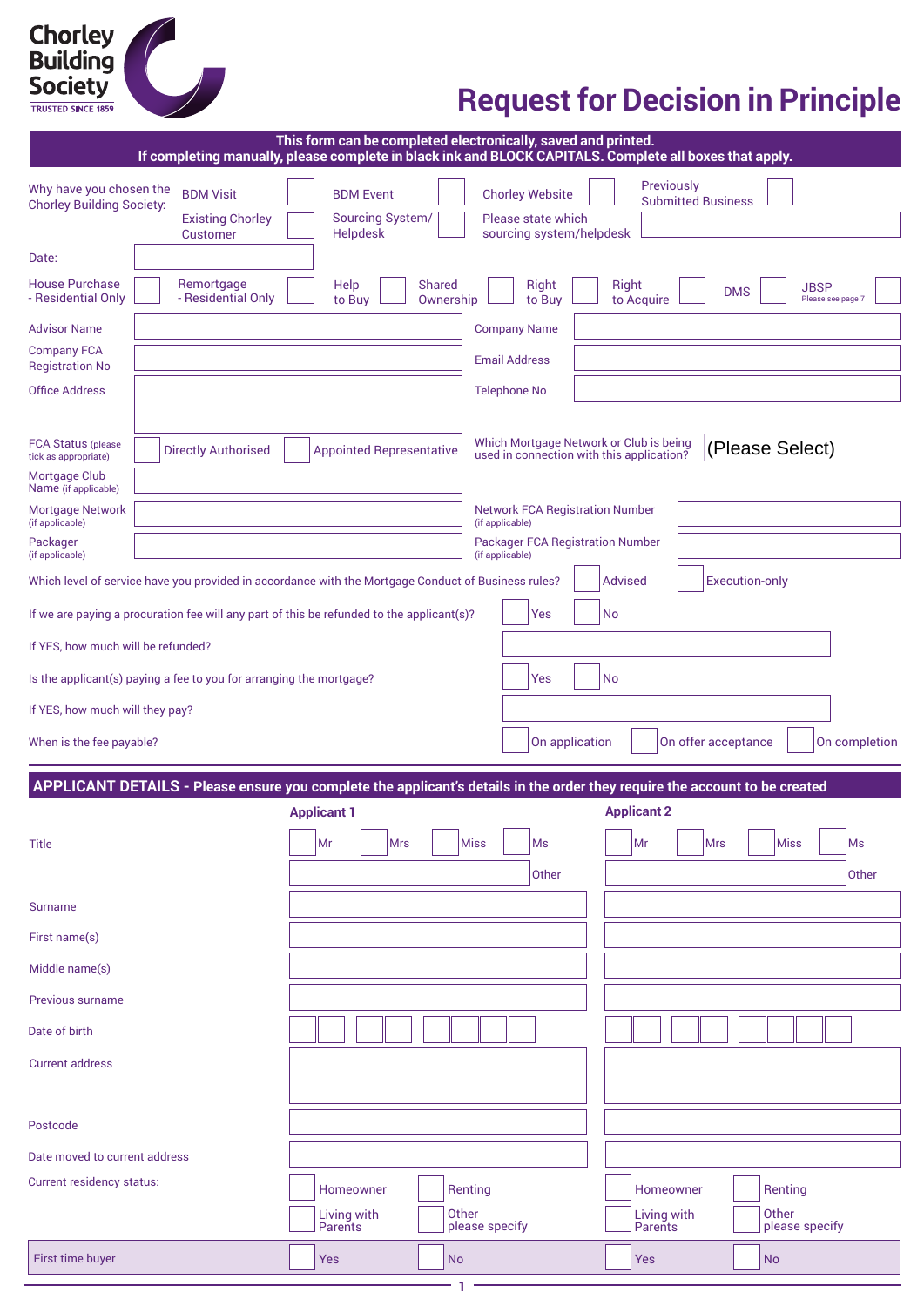Chorley Building Society
TRUSTED SINCE 1859

# Request for Decision in Principle

**This form can be completed electronically, saved and printed.**
**If completing manually, please complete in black ink and BLOCK CAPITALS. Complete all boxes that apply.**

Why have you chosen the Chorley Building Society:

| BDM Visit | BDM Event | Chorley Website | Previously Submitted Business |
|---|---|---|---|
| Existing Chorley Customer | Sourcing System/ Helpdesk | Please state which sourcing system/helpdesk | |

Date:

| House Purchase - Residential Only | Remortgage - Residential Only | Help to Buy | Shared Ownership | Right to Buy | Right to Acquire | DMS | JBSP Please see page 7 |
|---|---|---|---|---|---|---|---|

| | | | |
|---|---|---|---|
| Advisor Name | | Company Name | |
| Company FCA Registration No | | Email Address | |
| Office Address | | Telephone No | |
| FCA Status (please tick as appropriate) | Directly Authorised / Appointed Representative | Which Mortgage Network or Club is being used in connection with this application? | (Please Select) |
| Mortgage Club Name (if applicable) | | | |
| Mortgage Network (if applicable) | | Network FCA Registration Number (if applicable) | |
| Packager (if applicable) | | Packager FCA Registration Number (if applicable) | |

Which level of service have you provided in accordance with the Mortgage Conduct of Business rules? Advised / Execution-only

If we are paying a procuration fee will any part of this be refunded to the applicant(s)? Yes / No

If YES, how much will be refunded?

Is the applicant(s) paying a fee to you for arranging the mortgage? Yes / No

If YES, how much will they pay?

When is the fee payable? On application / On offer acceptance / On completion

## APPLICANT DETAILS - Please ensure you complete the applicant's details in the order they require the account to be created

| | Applicant 1 | Applicant 2 |
|---|---|---|
| Title | Mr / Mrs / Miss / Ms / Other | Mr / Mrs / Miss / Ms / Other |
| Surname | | |
| First name(s) | | |
| Middle name(s) | | |
| Previous surname | | |
| Date of birth | | |
| Current address | | |
| Postcode | | |
| Date moved to current address | | |
| Current residency status: | Homeowner / Renting / Living with Parents / Other please specify | Homeowner / Renting / Living with Parents / Other please specify |
| First time buyer | Yes / No | Yes / No |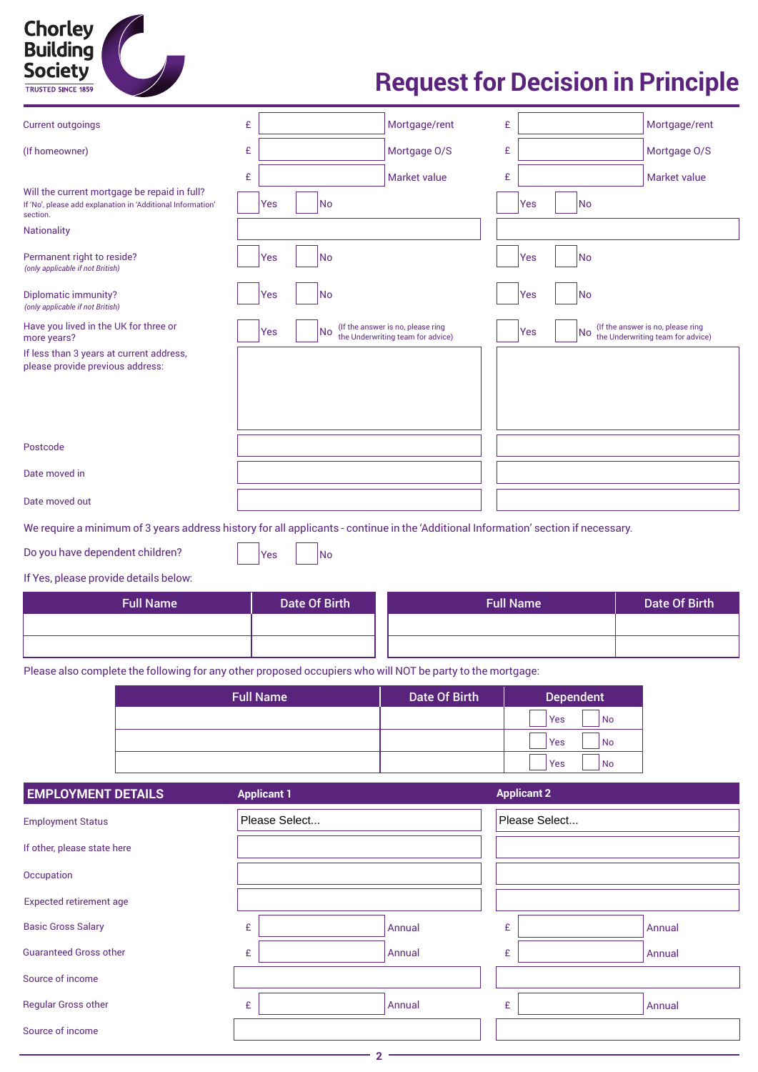Chorley Building Society
TRUSTED SINCE 1859

# Request for Decision in Principle

| | Applicant 1 | | Applicant 2 | |
|---|---|---|---|---|
| Current outgoings | £ | Mortgage/rent | £ | Mortgage/rent |
| (If homeowner) | £ | Mortgage O/S | £ | Mortgage O/S |
| | £ | Market value | £ | Market value |
| Will the current mortgage be repaid in full? If 'No', please add explanation in 'Additional Information' section. | Yes | No | Yes | No |
| Nationality | | | | |
| Permanent right to reside? *(only applicable if not British)* | Yes | No | Yes | No |
| Diplomatic immunity? *(only applicable if not British)* | Yes | No | Yes | No |
| Have you lived in the UK for three or more years? | Yes | No (If the answer is no, please ring the Underwriting team for advice) | Yes | No (If the answer is no, please ring the Underwriting team for advice) |
| If less than 3 years at current address, please provide previous address: | | | | |
| Postcode | | | | |
| Date moved in | | | | |
| Date moved out | | | | |

We require a minimum of 3 years address history for all applicants - continue in the 'Additional Information' section if necessary.

Do you have dependent children? Yes No

If Yes, please provide details below:

| Full Name | Date Of Birth | Full Name | Date Of Birth |
|---|---|---|---|
| | | | |
| | | | |

Please also complete the following for any other proposed occupiers who will NOT be party to the mortgage:

| Full Name | Date Of Birth | Dependent |
|---|---|---|
| | | Yes No |
| | | Yes No |
| | | Yes No |

## EMPLOYMENT DETAILS

| | Applicant 1 | | Applicant 2 | |
|---|---|---|---|---|
| Employment Status | Please Select... | | Please Select... | |
| If other, please state here | | | | |
| Occupation | | | | |
| Expected retirement age | | | | |
| Basic Gross Salary | £ | Annual | £ | Annual |
| Guaranteed Gross other | £ | Annual | £ | Annual |
| Source of income | | | | |
| Regular Gross other | £ | Annual | £ | Annual |
| Source of income | | | | |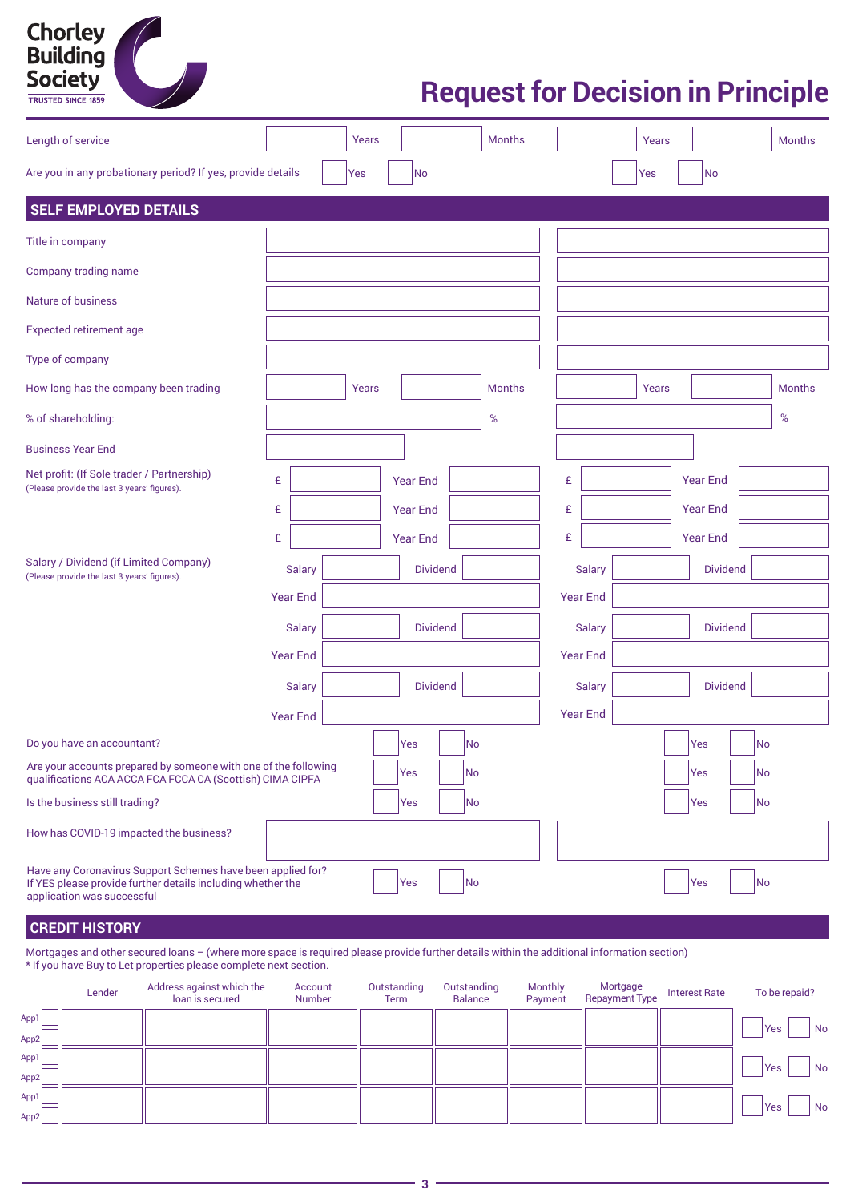Chorley Building Society
TRUSTED SINCE 1859

# Request for Decision in Principle

| | | |
|---|---|---|
| Length of service | Years / Months | Years / Months |
| Are you in any probationary period? If yes, provide details | Yes / No | Yes / No |

## SELF EMPLOYED DETAILS

| | | |
|---|---|---|
| Title in company | | |
| Company trading name | | |
| Nature of business | | |
| Expected retirement age | | |
| Type of company | | |
| How long has the company been trading | Years / Months | Years / Months |
| % of shareholding: | % | % |
| Business Year End | | |
| Net profit: (If Sole trader / Partnership)<br>(Please provide the last 3 years' figures). | £ / Year End<br>£ / Year End<br>£ / Year End | £ / Year End<br>£ / Year End<br>£ / Year End |
| Salary / Dividend (if Limited Company)<br>(Please provide the last 3 years' figures). | Salary / Dividend<br>Year End<br>Salary / Dividend<br>Year End<br>Salary / Dividend<br>Year End | Salary / Dividend<br>Year End<br>Salary / Dividend<br>Year End<br>Salary / Dividend<br>Year End |
| Do you have an accountant? | Yes / No | Yes / No |
| Are your accounts prepared by someone with one of the following qualifications ACA ACCA FCA FCCA CA (Scottish) CIMA CIPFA | Yes / No | Yes / No |
| Is the business still trading? | Yes / No | Yes / No |
| How has COVID-19 impacted the business? | | |
| Have any Coronavirus Support Schemes have been applied for? If YES please provide further details including whether the application was successful | Yes / No | Yes / No |

## CREDIT HISTORY

Mortgages and other secured loans – (where more space is required please provide further details within the additional information section)
* If you have Buy to Let properties please complete next section.

| | Lender | Address against which the loan is secured | Account Number | Outstanding Term | Outstanding Balance | Monthly Payment | Mortgage Repayment Type | Interest Rate | To be repaid? |
|---|---|---|---|---|---|---|---|---|---|
| App1 / App2 | | | | | | | | | Yes / No |
| App1 / App2 | | | | | | | | | Yes / No |
| App1 / App2 | | | | | | | | | Yes / No |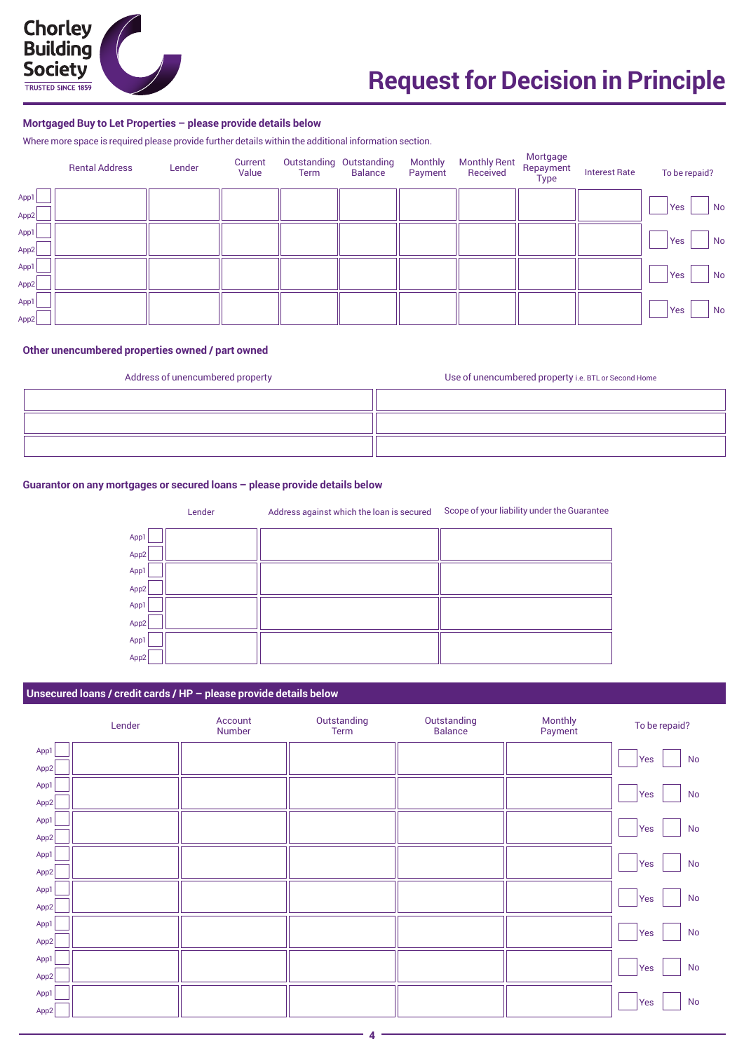Chorley Building Society

TRUSTED SINCE 1859

# Request for Decision in Principle

## Mortgaged Buy to Let Properties – please provide details below

Where more space is required please provide further details within the additional information section.

| | Rental Address | Lender | Current Value | Outstanding Term | Outstanding Balance | Monthly Payment | Monthly Rent Received | Mortgage Repayment Type | Interest Rate | To be repaid? |
|---|---|---|---|---|---|---|---|---|---|---|
| App1 ☐ App2 ☐ | | | | | | | | | | ☐ Yes ☐ No |
| App1 ☐ App2 ☐ | | | | | | | | | | ☐ Yes ☐ No |
| App1 ☐ App2 ☐ | | | | | | | | | | ☐ Yes ☐ No |
| App1 ☐ App2 ☐ | | | | | | | | | | ☐ Yes ☐ No |

## Other unencumbered properties owned / part owned

| Address of unencumbered property | Use of unencumbered property i.e. BTL or Second Home |
|---|---|
| | |
| | |
| | |

## Guarantor on any mortgages or secured loans – please provide details below

| | Lender | Address against which the loan is secured | Scope of your liability under the Guarantee |
|---|---|---|---|
| App1 ☐ App2 ☐ | | | |
| App1 ☐ App2 ☐ | | | |
| App1 ☐ App2 ☐ | | | |
| App1 ☐ App2 ☐ | | | |

## Unsecured loans / credit cards / HP – please provide details below

| | Lender | Account Number | Outstanding Term | Outstanding Balance | Monthly Payment | To be repaid? |
|---|---|---|---|---|---|---|
| App1 ☐ App2 ☐ | | | | | | ☐ Yes ☐ No |
| App1 ☐ App2 ☐ | | | | | | ☐ Yes ☐ No |
| App1 ☐ App2 ☐ | | | | | | ☐ Yes ☐ No |
| App1 ☐ App2 ☐ | | | | | | ☐ Yes ☐ No |
| App1 ☐ App2 ☐ | | | | | | ☐ Yes ☐ No |
| App1 ☐ App2 ☐ | | | | | | ☐ Yes ☐ No |
| App1 ☐ App2 ☐ | | | | | | ☐ Yes ☐ No |
| App1 ☐ App2 ☐ | | | | | | ☐ Yes ☐ No |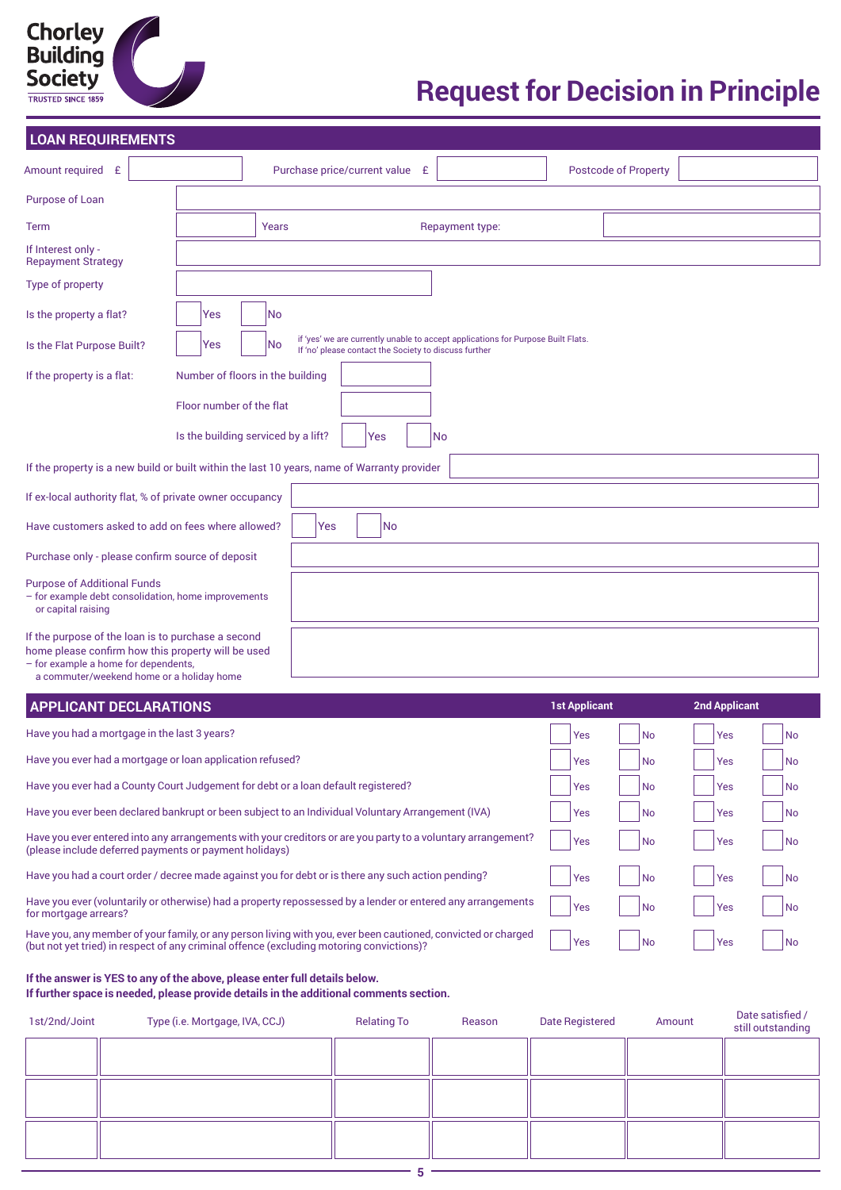Chorley Building Society
TRUSTED SINCE 1859

# Request for Decision in Principle

## LOAN REQUIREMENTS

Amount required £ ____ Purchase price/current value £ ____ Postcode of Property ____

Purpose of Loan ____

Term ____ Years Repayment type: ____

If Interest only - Repayment Strategy ____

Type of property ____

Is the property a flat? ☐ Yes ☐ No

Is the Flat Purpose Built? ☐ Yes ☐ No — if 'yes' we are currently unable to accept applications for Purpose Built Flats. If 'no' please contact the Society to discuss further

If the property is a flat: Number of floors in the building ____

Floor number of the flat ____

Is the building serviced by a lift? ☐ Yes ☐ No

If the property is a new build or built within the last 10 years, name of Warranty provider ____

If ex-local authority flat, % of private owner occupancy ____

Have customers asked to add on fees where allowed? ☐ Yes ☐ No

Purchase only - please confirm source of deposit ____

Purpose of Additional Funds
– for example debt consolidation, home improvements or capital raising ____

If the purpose of the loan is to purchase a second home please confirm how this property will be used
– for example a home for dependents, a commuter/weekend home or a holiday home ____

## APPLICANT DECLARATIONS

| | 1st Applicant | | 2nd Applicant | |
|---|---|---|---|---|
| Have you had a mortgage in the last 3 years? | ☐ Yes | ☐ No | ☐ Yes | ☐ No |
| Have you ever had a mortgage or loan application refused? | ☐ Yes | ☐ No | ☐ Yes | ☐ No |
| Have you ever had a County Court Judgement for debt or a loan default registered? | ☐ Yes | ☐ No | ☐ Yes | ☐ No |
| Have you ever been declared bankrupt or been subject to an Individual Voluntary Arrangement (IVA) | ☐ Yes | ☐ No | ☐ Yes | ☐ No |
| Have you ever entered into any arrangements with your creditors or are you party to a voluntary arrangement? (please include deferred payments or payment holidays) | ☐ Yes | ☐ No | ☐ Yes | ☐ No |
| Have you had a court order / decree made against you for debt or is there any such action pending? | ☐ Yes | ☐ No | ☐ Yes | ☐ No |
| Have you ever (voluntarily or otherwise) had a property repossessed by a lender or entered any arrangements for mortgage arrears? | ☐ Yes | ☐ No | ☐ Yes | ☐ No |
| Have you, any member of your family, or any person living with you, ever been cautioned, convicted or charged (but not yet tried) in respect of any criminal offence (excluding motoring convictions)? | ☐ Yes | ☐ No | ☐ Yes | ☐ No |

**If the answer is YES to any of the above, please enter full details below.**
**If further space is needed, please provide details in the additional comments section.**

| 1st/2nd/Joint | Type (i.e. Mortgage, IVA, CCJ) | Relating To | Reason | Date Registered | Amount | Date satisfied / still outstanding |
|---|---|---|---|---|---|---|
| | | | | | | |
| | | | | | | |
| | | | | | | |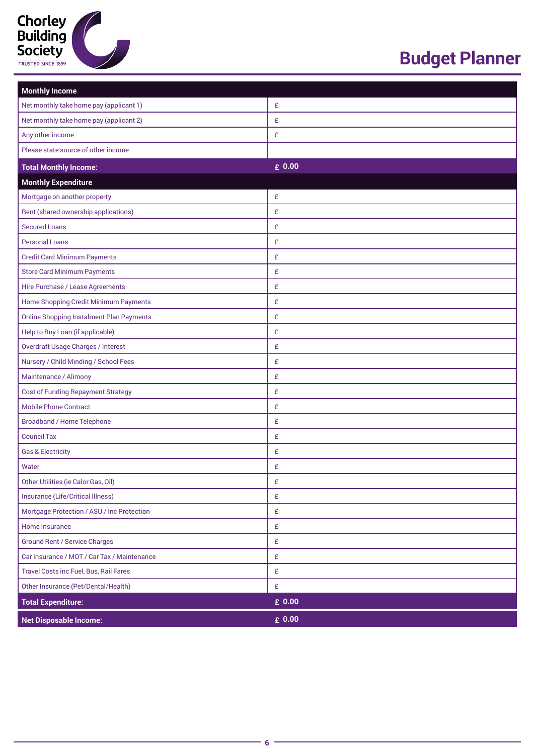Chorley Building Society
TRUSTED SINCE 1859

# Budget Planner

| **Monthly Income** | |
|---|---|
| Net monthly take home pay (applicant 1) | £ |
| Net monthly take home pay (applicant 2) | £ |
| Any other income | £ |
| Please state source of other income | |
| **Total Monthly Income:** | **£ 0.00** |
| **Monthly Expenditure** | |
| Mortgage on another property | £ |
| Rent (shared ownership applications) | £ |
| Secured Loans | £ |
| Personal Loans | £ |
| Credit Card Minimum Payments | £ |
| Store Card Minimum Payments | £ |
| Hire Purchase / Lease Agreements | £ |
| Home Shopping Credit Minimum Payments | £ |
| Online Shopping Instalment Plan Payments | £ |
| Help to Buy Loan (if applicable) | £ |
| Overdraft Usage Charges / Interest | £ |
| Nursery / Child Minding / School Fees | £ |
| Maintenance / Alimony | £ |
| Cost of Funding Repayment Strategy | £ |
| Mobile Phone Contract | £ |
| Broadband / Home Telephone | £ |
| Council Tax | £ |
| Gas & Electricity | £ |
| Water | £ |
| Other Utilities (ie Calor Gas, Oil) | £ |
| Insurance (Life/Critical Illness) | £ |
| Mortgage Protection / ASU / Inc Protection | £ |
| Home Insurance | £ |
| Ground Rent / Service Charges | £ |
| Car Insurance / MOT / Car Tax / Maintenance | £ |
| Travel Costs inc Fuel, Bus, Rail Fares | £ |
| Other Insurance (Pet/Dental/Health) | £ |
| **Total Expenditure:** | **£ 0.00** |
| **Net Disposable Income:** | **£ 0.00** |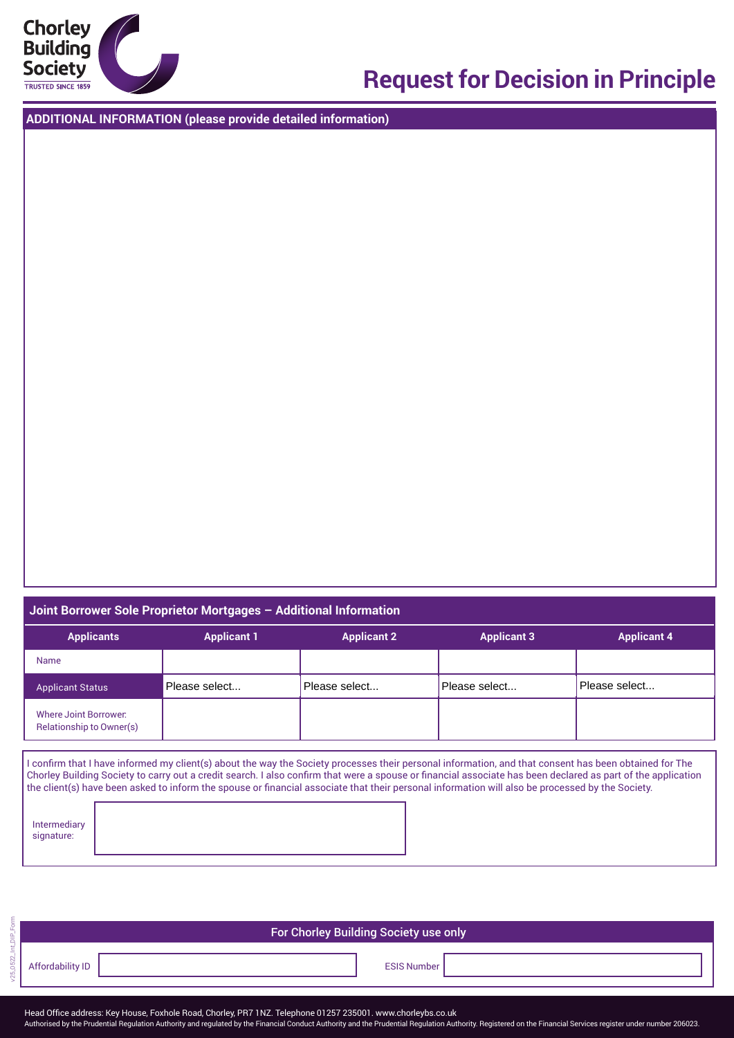# Request for Decision in Principle

## ADDITIONAL INFORMATION (please provide detailed information)

## Joint Borrower Sole Proprietor Mortgages – Additional Information

| Applicants | Applicant 1 | Applicant 2 | Applicant 3 | Applicant 4 |
|---|---|---|---|---|
| Name | | | | |
| Applicant Status | Please select... | Please select... | Please select... | Please select... |
| Where Joint Borrower: Relationship to Owner(s) | | | | |

I confirm that I have informed my client(s) about the way the Society processes their personal information, and that consent has been obtained for The Chorley Building Society to carry out a credit search. I also confirm that were a spouse or financial associate has been declared as part of the application the client(s) have been asked to inform the spouse or financial associate that their personal information will also be processed by the Society.

Intermediary signature:

### For Chorley Building Society use only

| | | | |
|---|---|---|---|
| Affordability ID | | ESIS Number | |

v25.05/22_Int_DIP_Form

Head Office address: Key House, Foxhole Road, Chorley, PR7 1NZ. Telephone 01257 235001. www.chorleybs.co.uk
Authorised by the Prudential Regulation Authority and regulated by the Financial Conduct Authority and the Prudential Regulation Authority. Registered on the Financial Services register under number 206023.